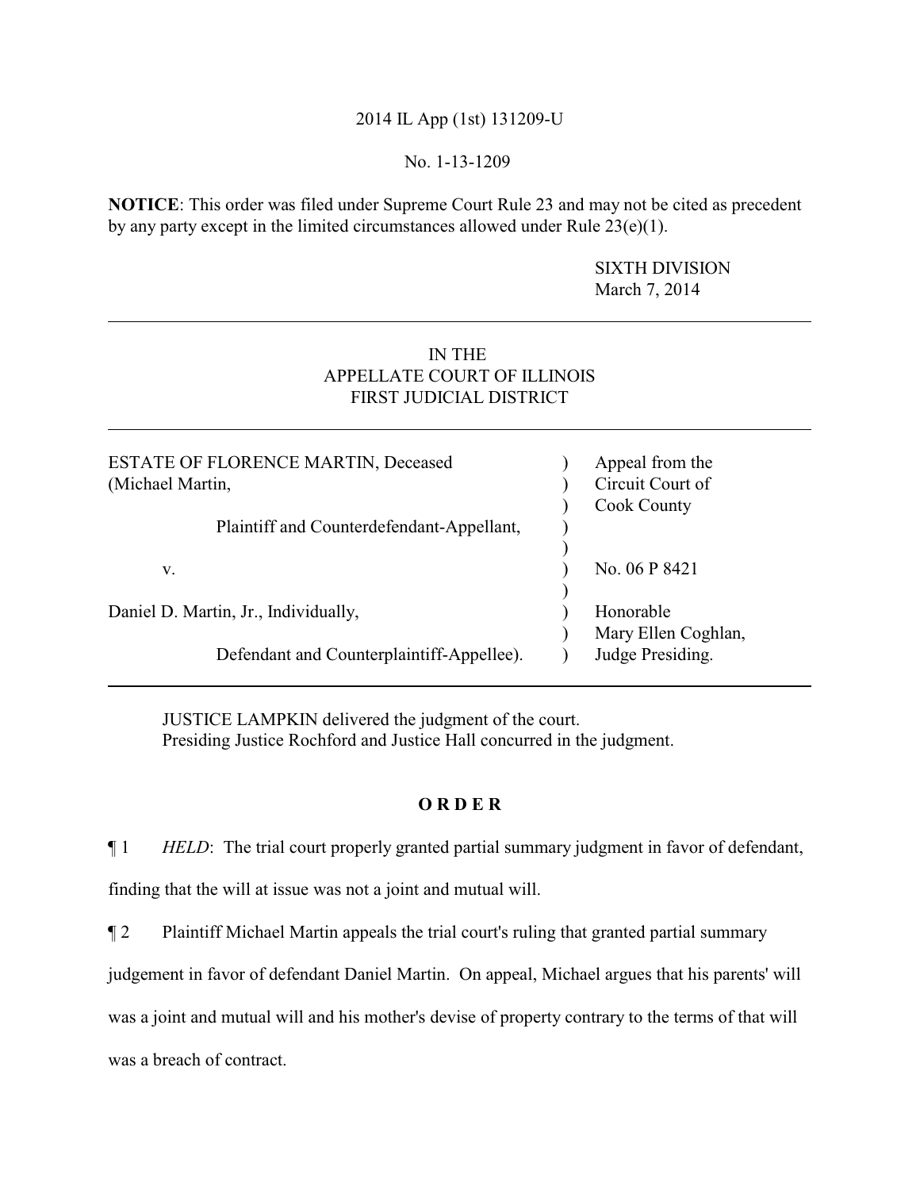2014 IL App (1st) 131209-U

No. 1-13-1209

**NOTICE**: This order was filed under Supreme Court Rule 23 and may not be cited as precedent by any party except in the limited circumstances allowed under Rule 23(e)(1).

SIXTH DIVISION
March 7, 2014

---

IN THE
APPELLATE COURT OF ILLINOIS
FIRST JUDICIAL DISTRICT

---

| | | |
|---|---|---|
| ESTATE OF FLORENCE MARTIN, Deceased (Michael Martin, | ) | Appeal from the Circuit Court of Cook County |
| Plaintiff and Counterdefendant-Appellant, | ) | |
| v. | ) | No. 06 P 8421 |
| Daniel D. Martin, Jr., Individually, | ) | Honorable Mary Ellen Coghlan, |
| Defendant and Counterplaintiff-Appellee). | ) | Judge Presiding. |

---

JUSTICE LAMPKIN delivered the judgment of the court.
Presiding Justice Rochford and Justice Hall concurred in the judgment.

**O R D E R**

¶ 1 *HELD*: The trial court properly granted partial summary judgment in favor of defendant, finding that the will at issue was not a joint and mutual will.

¶ 2 Plaintiff Michael Martin appeals the trial court's ruling that granted partial summary judgement in favor of defendant Daniel Martin. On appeal, Michael argues that his parents' will was a joint and mutual will and his mother's devise of property contrary to the terms of that will was a breach of contract.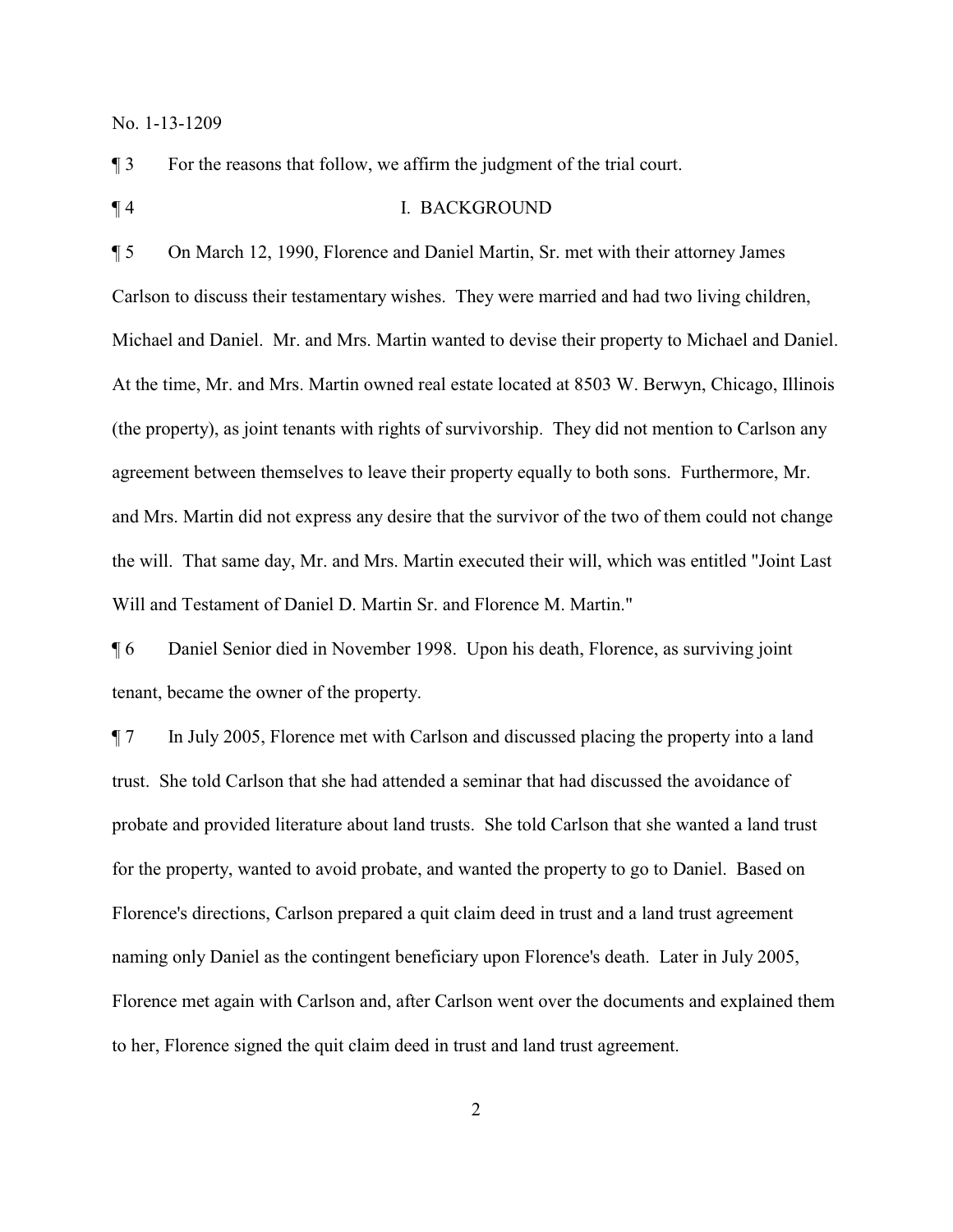¶ 3 For the reasons that follow, we affirm the judgment of the trial court.

¶ 4 I. BACKGROUND

¶ 5 On March 12, 1990, Florence and Daniel Martin, Sr. met with their attorney James Carlson to discuss their testamentary wishes. They were married and had two living children, Michael and Daniel. Mr. and Mrs. Martin wanted to devise their property to Michael and Daniel. At the time, Mr. and Mrs. Martin owned real estate located at 8503 W. Berwyn, Chicago, Illinois (the property), as joint tenants with rights of survivorship. They did not mention to Carlson any agreement between themselves to leave their property equally to both sons. Furthermore, Mr. and Mrs. Martin did not express any desire that the survivor of the two of them could not change the will. That same day, Mr. and Mrs. Martin executed their will, which was entitled "Joint Last Will and Testament of Daniel D. Martin Sr. and Florence M. Martin."

¶ 6 Daniel Senior died in November 1998. Upon his death, Florence, as surviving joint tenant, became the owner of the property.

¶ 7 In July 2005, Florence met with Carlson and discussed placing the property into a land trust. She told Carlson that she had attended a seminar that had discussed the avoidance of probate and provided literature about land trusts. She told Carlson that she wanted a land trust for the property, wanted to avoid probate, and wanted the property to go to Daniel. Based on Florence's directions, Carlson prepared a quit claim deed in trust and a land trust agreement naming only Daniel as the contingent beneficiary upon Florence's death. Later in July 2005, Florence met again with Carlson and, after Carlson went over the documents and explained them to her, Florence signed the quit claim deed in trust and land trust agreement.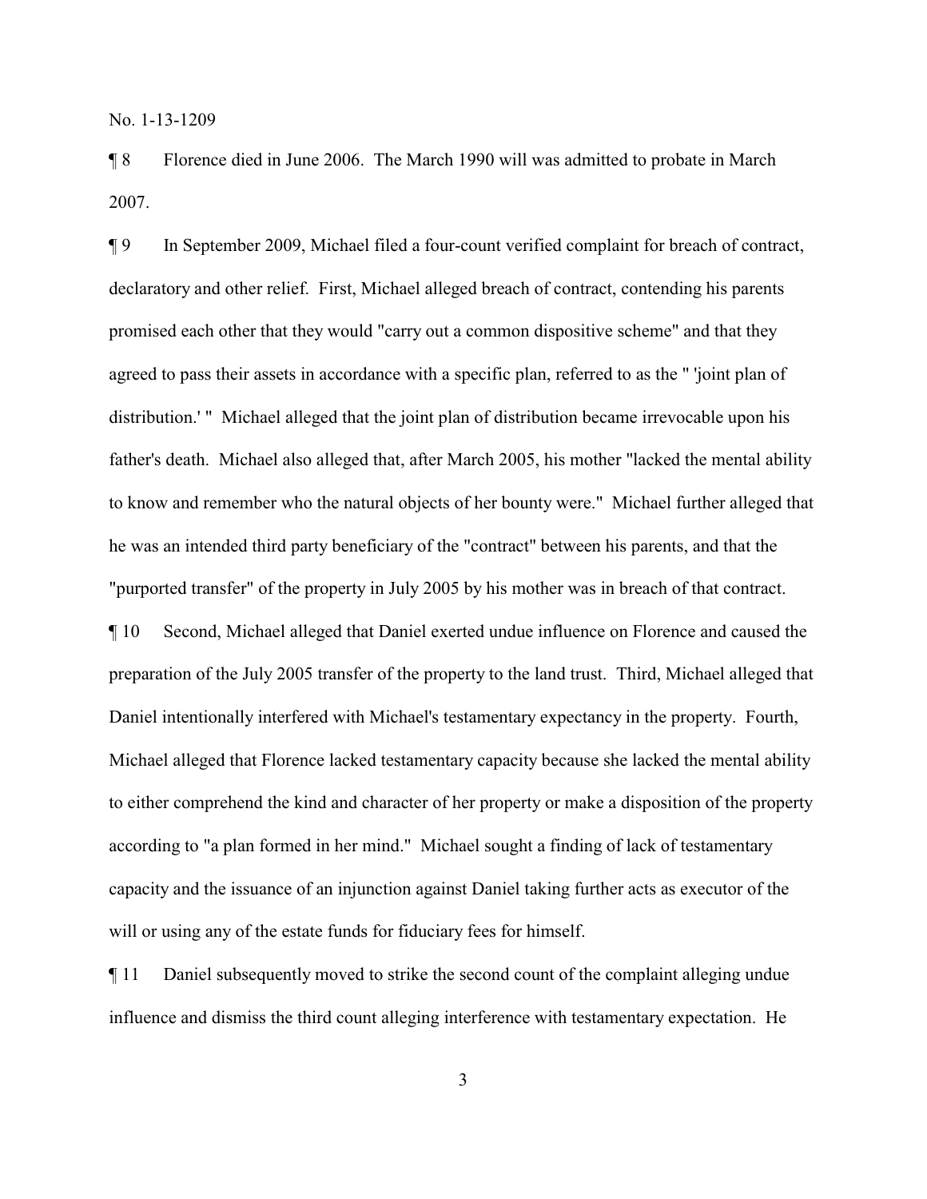¶ 8 Florence died in June 2006. The March 1990 will was admitted to probate in March 2007.

¶ 9 In September 2009, Michael filed a four-count verified complaint for breach of contract, declaratory and other relief. First, Michael alleged breach of contract, contending his parents promised each other that they would "carry out a common dispositive scheme" and that they agreed to pass their assets in accordance with a specific plan, referred to as the " 'joint plan of distribution.' " Michael alleged that the joint plan of distribution became irrevocable upon his father's death. Michael also alleged that, after March 2005, his mother "lacked the mental ability to know and remember who the natural objects of her bounty were." Michael further alleged that he was an intended third party beneficiary of the "contract" between his parents, and that the "purported transfer" of the property in July 2005 by his mother was in breach of that contract.

¶ 10 Second, Michael alleged that Daniel exerted undue influence on Florence and caused the preparation of the July 2005 transfer of the property to the land trust. Third, Michael alleged that Daniel intentionally interfered with Michael's testamentary expectancy in the property. Fourth, Michael alleged that Florence lacked testamentary capacity because she lacked the mental ability to either comprehend the kind and character of her property or make a disposition of the property according to "a plan formed in her mind." Michael sought a finding of lack of testamentary capacity and the issuance of an injunction against Daniel taking further acts as executor of the will or using any of the estate funds for fiduciary fees for himself.

¶ 11 Daniel subsequently moved to strike the second count of the complaint alleging undue influence and dismiss the third count alleging interference with testamentary expectation. He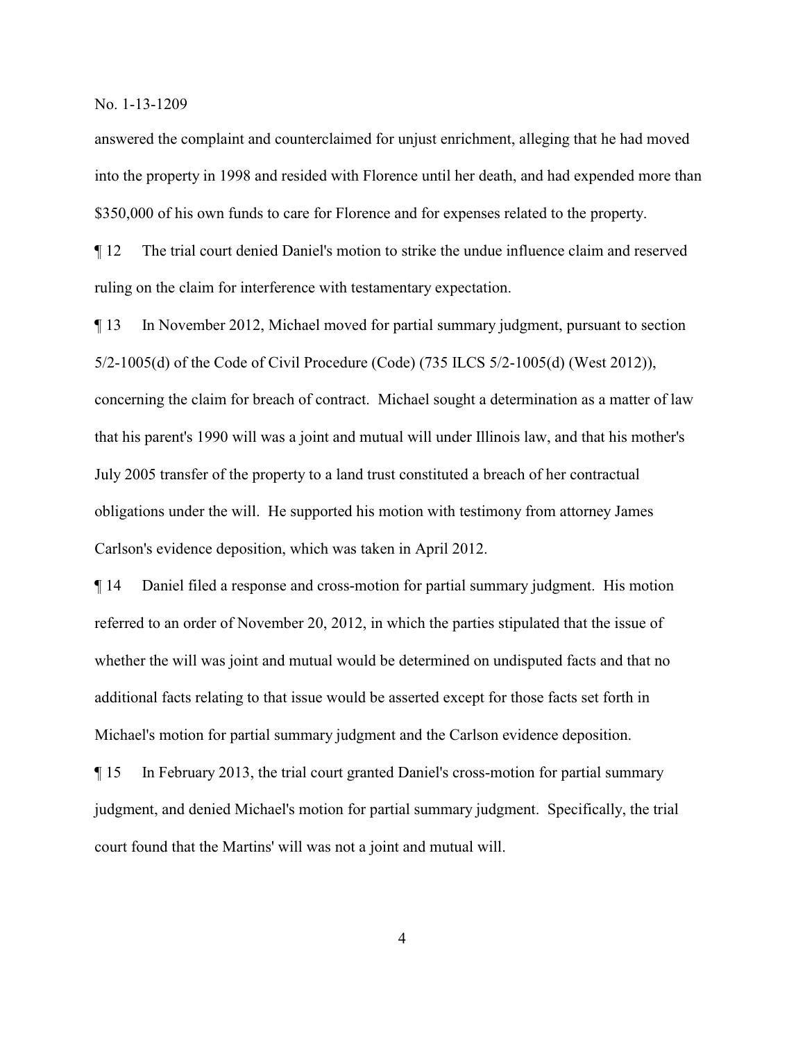answered the complaint and counterclaimed for unjust enrichment, alleging that he had moved into the property in 1998 and resided with Florence until her death, and had expended more than $350,000 of his own funds to care for Florence and for expenses related to the property.

¶ 12 The trial court denied Daniel's motion to strike the undue influence claim and reserved ruling on the claim for interference with testamentary expectation.

¶ 13 In November 2012, Michael moved for partial summary judgment, pursuant to section 5/2-1005(d) of the Code of Civil Procedure (Code) (735 ILCS 5/2-1005(d) (West 2012)), concerning the claim for breach of contract. Michael sought a determination as a matter of law that his parent's 1990 will was a joint and mutual will under Illinois law, and that his mother's July 2005 transfer of the property to a land trust constituted a breach of her contractual obligations under the will. He supported his motion with testimony from attorney James Carlson's evidence deposition, which was taken in April 2012.

¶ 14 Daniel filed a response and cross-motion for partial summary judgment. His motion referred to an order of November 20, 2012, in which the parties stipulated that the issue of whether the will was joint and mutual would be determined on undisputed facts and that no additional facts relating to that issue would be asserted except for those facts set forth in Michael's motion for partial summary judgment and the Carlson evidence deposition.

¶ 15 In February 2013, the trial court granted Daniel's cross-motion for partial summary judgment, and denied Michael's motion for partial summary judgment. Specifically, the trial court found that the Martins' will was not a joint and mutual will.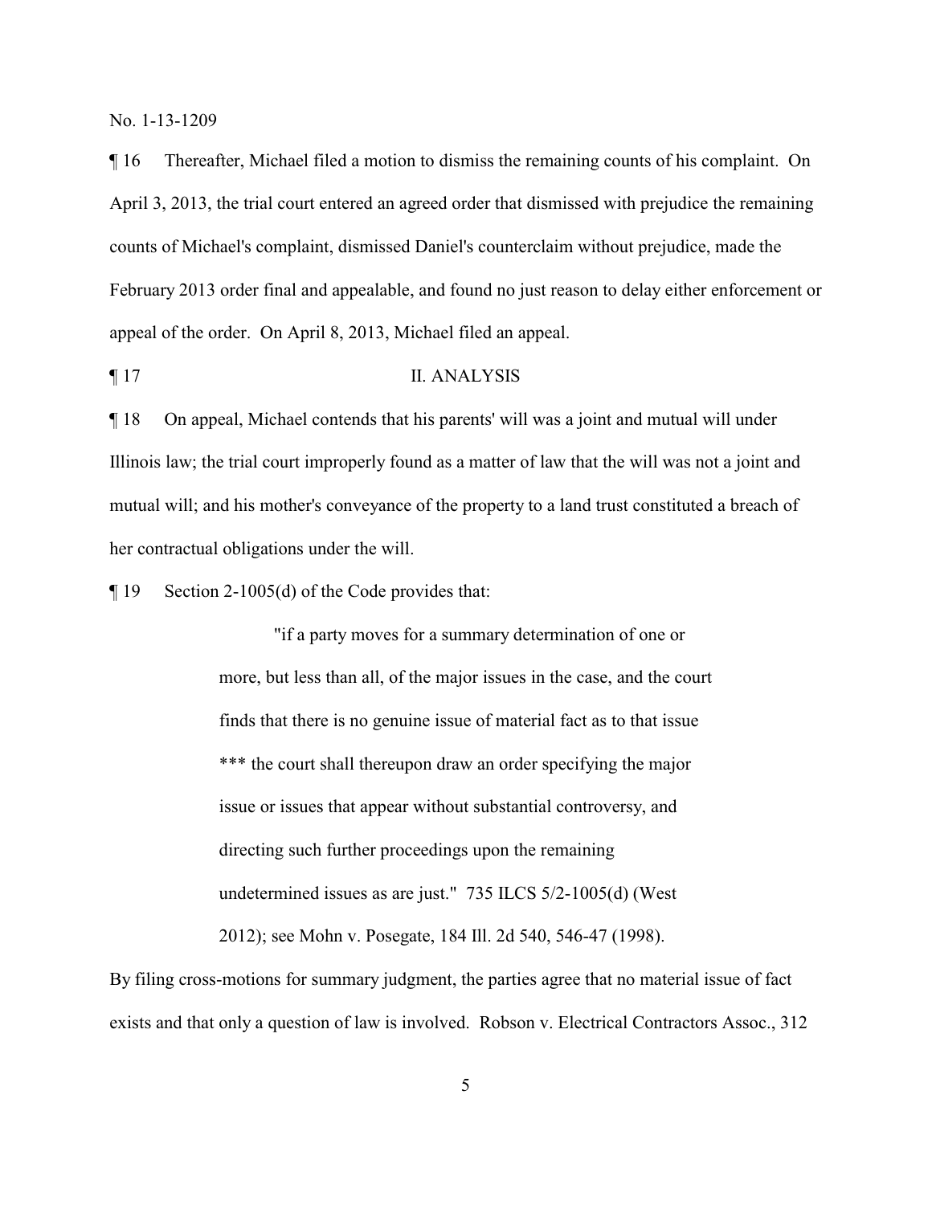¶ 16 Thereafter, Michael filed a motion to dismiss the remaining counts of his complaint. On April 3, 2013, the trial court entered an agreed order that dismissed with prejudice the remaining counts of Michael's complaint, dismissed Daniel's counterclaim without prejudice, made the February 2013 order final and appealable, and found no just reason to delay either enforcement or appeal of the order. On April 8, 2013, Michael filed an appeal.

## ¶ 17 II. ANALYSIS

¶ 18 On appeal, Michael contends that his parents' will was a joint and mutual will under Illinois law; the trial court improperly found as a matter of law that the will was not a joint and mutual will; and his mother's conveyance of the property to a land trust constituted a breach of her contractual obligations under the will.

¶ 19 Section 2-1005(d) of the Code provides that:

> "if a party moves for a summary determination of one or more, but less than all, of the major issues in the case, and the court finds that there is no genuine issue of material fact as to that issue *** the court shall thereupon draw an order specifying the major issue or issues that appear without substantial controversy, and directing such further proceedings upon the remaining undetermined issues as are just." 735 ILCS 5/2-1005(d) (West 2012); see Mohn v. Posegate, 184 Ill. 2d 540, 546-47 (1998).

By filing cross-motions for summary judgment, the parties agree that no material issue of fact exists and that only a question of law is involved. Robson v. Electrical Contractors Assoc., 312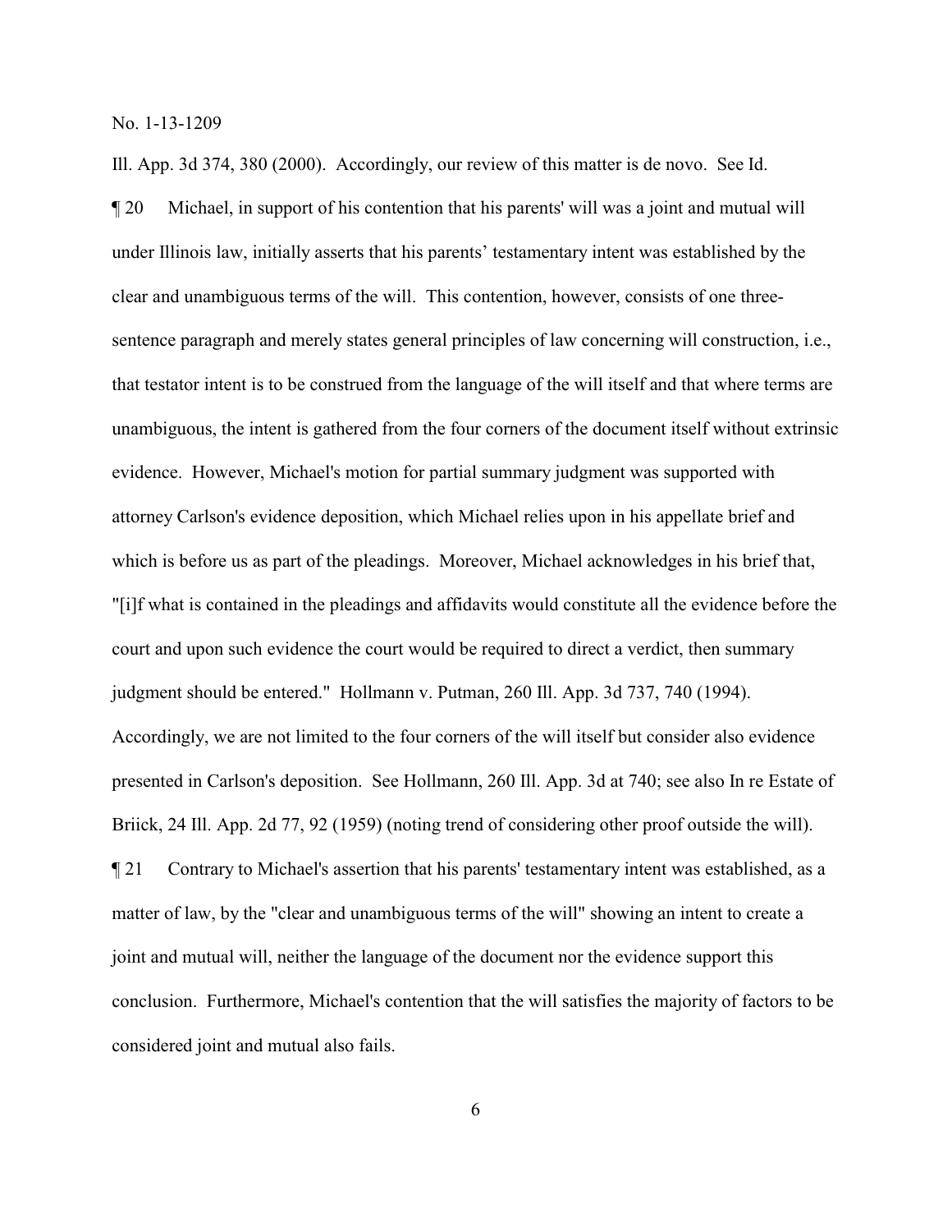Ill. App. 3d 374, 380 (2000). Accordingly, our review of this matter is de novo. See Id.

¶ 20 Michael, in support of his contention that his parents' will was a joint and mutual will under Illinois law, initially asserts that his parents' testamentary intent was established by the clear and unambiguous terms of the will. This contention, however, consists of one three-sentence paragraph and merely states general principles of law concerning will construction, i.e., that testator intent is to be construed from the language of the will itself and that where terms are unambiguous, the intent is gathered from the four corners of the document itself without extrinsic evidence. However, Michael's motion for partial summary judgment was supported with attorney Carlson's evidence deposition, which Michael relies upon in his appellate brief and which is before us as part of the pleadings. Moreover, Michael acknowledges in his brief that, "[i]f what is contained in the pleadings and affidavits would constitute all the evidence before the court and upon such evidence the court would be required to direct a verdict, then summary judgment should be entered." Hollmann v. Putman, 260 Ill. App. 3d 737, 740 (1994). Accordingly, we are not limited to the four corners of the will itself but consider also evidence presented in Carlson's deposition. See Hollmann, 260 Ill. App. 3d at 740; see also In re Estate of Briick, 24 Ill. App. 2d 77, 92 (1959) (noting trend of considering other proof outside the will).

¶ 21 Contrary to Michael's assertion that his parents' testamentary intent was established, as a matter of law, by the "clear and unambiguous terms of the will" showing an intent to create a joint and mutual will, neither the language of the document nor the evidence support this conclusion. Furthermore, Michael's contention that the will satisfies the majority of factors to be considered joint and mutual also fails.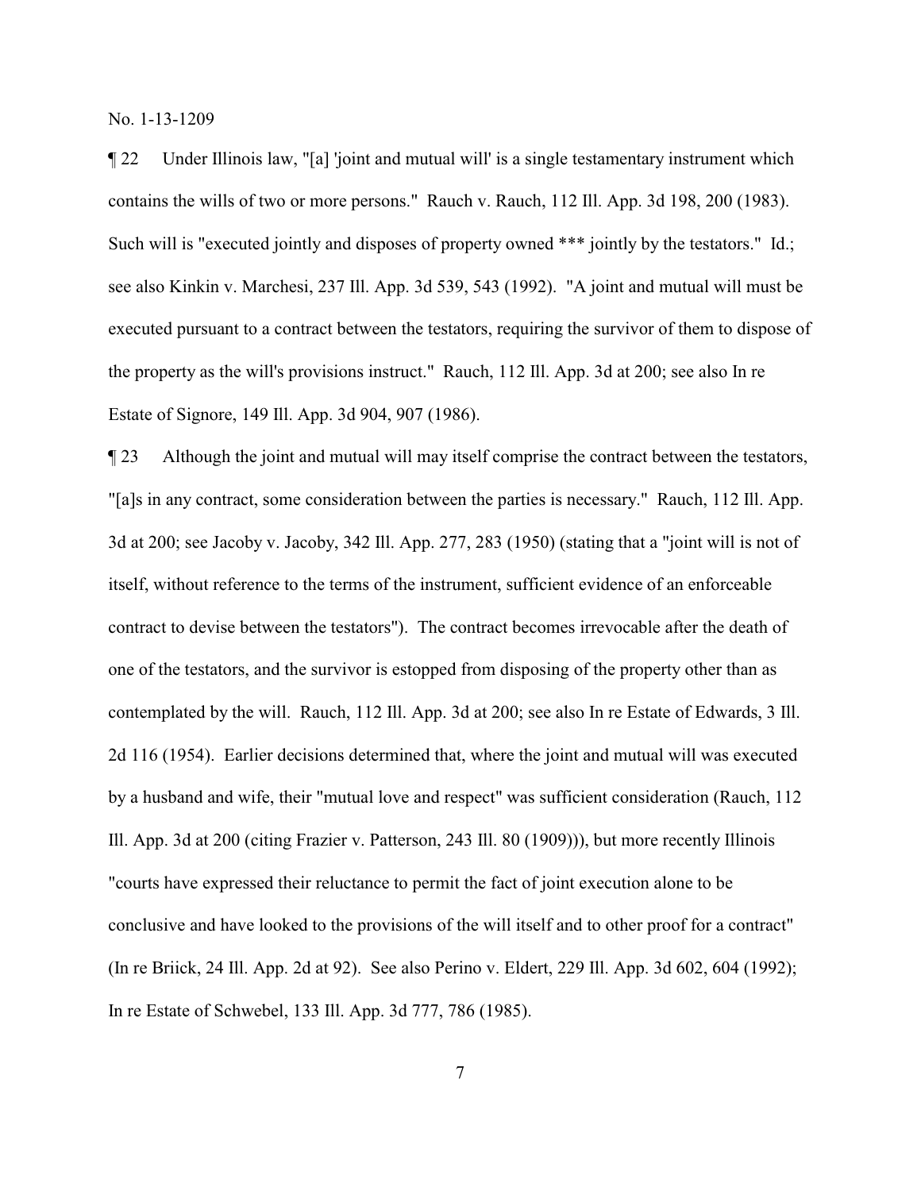¶ 22 Under Illinois law, "[a] 'joint and mutual will' is a single testamentary instrument which contains the wills of two or more persons." Rauch v. Rauch, 112 Ill. App. 3d 198, 200 (1983). Such will is "executed jointly and disposes of property owned *** jointly by the testators." Id.; see also Kinkin v. Marchesi, 237 Ill. App. 3d 539, 543 (1992). "A joint and mutual will must be executed pursuant to a contract between the testators, requiring the survivor of them to dispose of the property as the will's provisions instruct." Rauch, 112 Ill. App. 3d at 200; see also In re Estate of Signore, 149 Ill. App. 3d 904, 907 (1986).

¶ 23 Although the joint and mutual will may itself comprise the contract between the testators, "[a]s in any contract, some consideration between the parties is necessary." Rauch, 112 Ill. App. 3d at 200; see Jacoby v. Jacoby, 342 Ill. App. 277, 283 (1950) (stating that a "joint will is not of itself, without reference to the terms of the instrument, sufficient evidence of an enforceable contract to devise between the testators"). The contract becomes irrevocable after the death of one of the testators, and the survivor is estopped from disposing of the property other than as contemplated by the will. Rauch, 112 Ill. App. 3d at 200; see also In re Estate of Edwards, 3 Ill. 2d 116 (1954). Earlier decisions determined that, where the joint and mutual will was executed by a husband and wife, their "mutual love and respect" was sufficient consideration (Rauch, 112 Ill. App. 3d at 200 (citing Frazier v. Patterson, 243 Ill. 80 (1909))), but more recently Illinois "courts have expressed their reluctance to permit the fact of joint execution alone to be conclusive and have looked to the provisions of the will itself and to other proof for a contract" (In re Briick, 24 Ill. App. 2d at 92). See also Perino v. Eldert, 229 Ill. App. 3d 602, 604 (1992); In re Estate of Schwebel, 133 Ill. App. 3d 777, 786 (1985).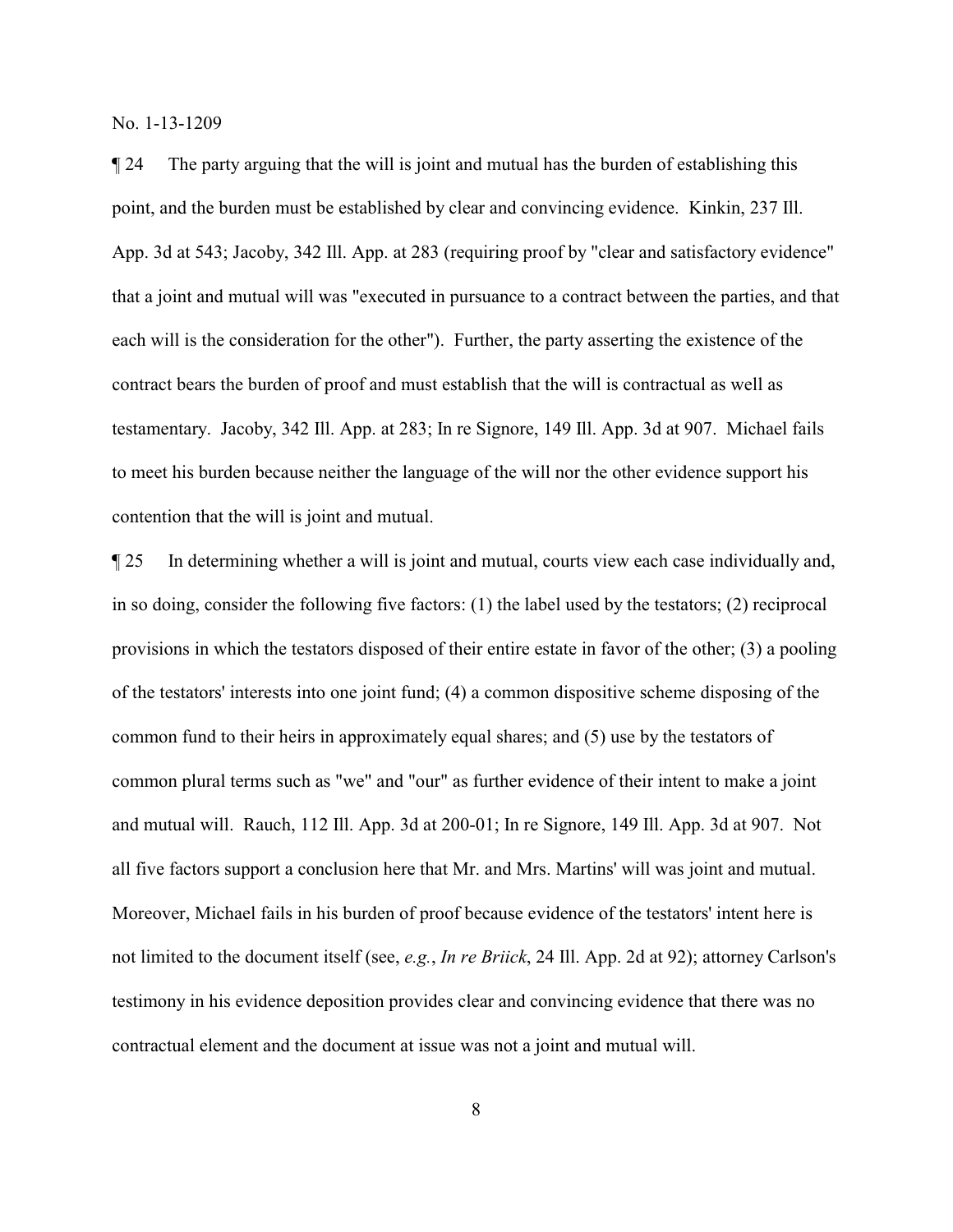¶ 24 The party arguing that the will is joint and mutual has the burden of establishing this point, and the burden must be established by clear and convincing evidence. Kinkin, 237 Ill. App. 3d at 543; Jacoby, 342 Ill. App. at 283 (requiring proof by "clear and satisfactory evidence" that a joint and mutual will was "executed in pursuance to a contract between the parties, and that each will is the consideration for the other"). Further, the party asserting the existence of the contract bears the burden of proof and must establish that the will is contractual as well as testamentary. Jacoby, 342 Ill. App. at 283; In re Signore, 149 Ill. App. 3d at 907. Michael fails to meet his burden because neither the language of the will nor the other evidence support his contention that the will is joint and mutual.

¶ 25 In determining whether a will is joint and mutual, courts view each case individually and, in so doing, consider the following five factors: (1) the label used by the testators; (2) reciprocal provisions in which the testators disposed of their entire estate in favor of the other; (3) a pooling of the testators' interests into one joint fund; (4) a common dispositive scheme disposing of the common fund to their heirs in approximately equal shares; and (5) use by the testators of common plural terms such as "we" and "our" as further evidence of their intent to make a joint and mutual will. Rauch, 112 Ill. App. 3d at 200-01; In re Signore, 149 Ill. App. 3d at 907. Not all five factors support a conclusion here that Mr. and Mrs. Martins' will was joint and mutual. Moreover, Michael fails in his burden of proof because evidence of the testators' intent here is not limited to the document itself (see, *e.g.*, *In re Briick*, 24 Ill. App. 2d at 92); attorney Carlson's testimony in his evidence deposition provides clear and convincing evidence that there was no contractual element and the document at issue was not a joint and mutual will.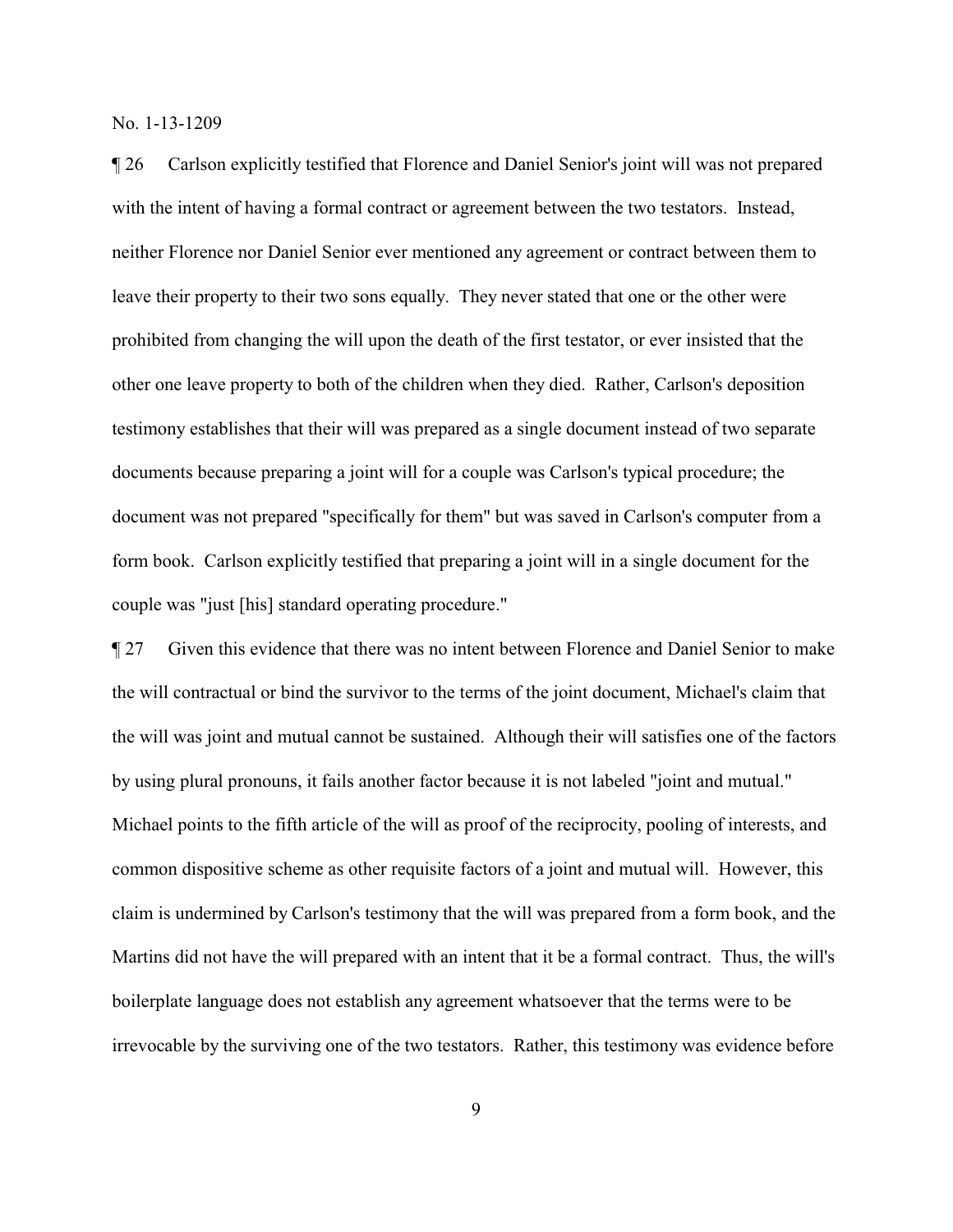¶ 26 Carlson explicitly testified that Florence and Daniel Senior's joint will was not prepared with the intent of having a formal contract or agreement between the two testators. Instead, neither Florence nor Daniel Senior ever mentioned any agreement or contract between them to leave their property to their two sons equally. They never stated that one or the other were prohibited from changing the will upon the death of the first testator, or ever insisted that the other one leave property to both of the children when they died. Rather, Carlson's deposition testimony establishes that their will was prepared as a single document instead of two separate documents because preparing a joint will for a couple was Carlson's typical procedure; the document was not prepared "specifically for them" but was saved in Carlson's computer from a form book. Carlson explicitly testified that preparing a joint will in a single document for the couple was "just [his] standard operating procedure."

¶ 27 Given this evidence that there was no intent between Florence and Daniel Senior to make the will contractual or bind the survivor to the terms of the joint document, Michael's claim that the will was joint and mutual cannot be sustained. Although their will satisfies one of the factors by using plural pronouns, it fails another factor because it is not labeled "joint and mutual." Michael points to the fifth article of the will as proof of the reciprocity, pooling of interests, and common dispositive scheme as other requisite factors of a joint and mutual will. However, this claim is undermined by Carlson's testimony that the will was prepared from a form book, and the Martins did not have the will prepared with an intent that it be a formal contract. Thus, the will's boilerplate language does not establish any agreement whatsoever that the terms were to be irrevocable by the surviving one of the two testators. Rather, this testimony was evidence before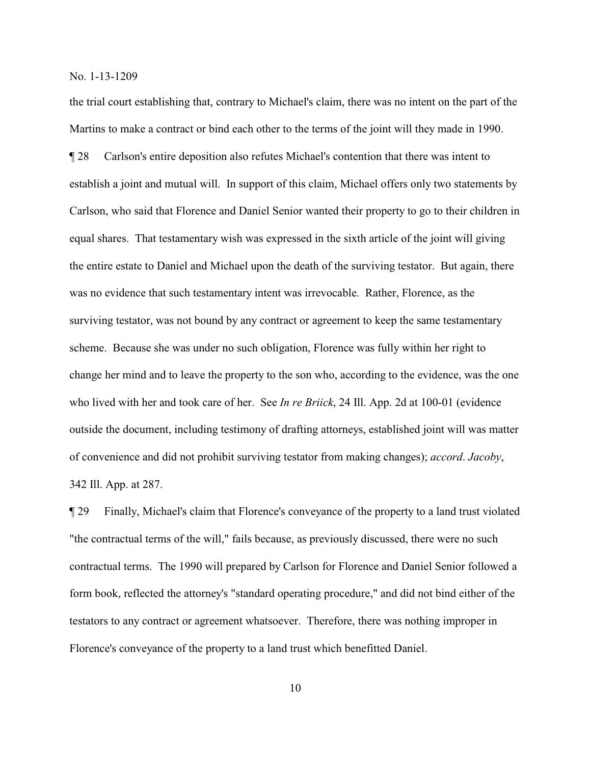the trial court establishing that, contrary to Michael's claim, there was no intent on the part of the Martins to make a contract or bind each other to the terms of the joint will they made in 1990.

¶ 28 Carlson's entire deposition also refutes Michael's contention that there was intent to establish a joint and mutual will. In support of this claim, Michael offers only two statements by Carlson, who said that Florence and Daniel Senior wanted their property to go to their children in equal shares. That testamentary wish was expressed in the sixth article of the joint will giving the entire estate to Daniel and Michael upon the death of the surviving testator. But again, there was no evidence that such testamentary intent was irrevocable. Rather, Florence, as the surviving testator, was not bound by any contract or agreement to keep the same testamentary scheme. Because she was under no such obligation, Florence was fully within her right to change her mind and to leave the property to the son who, according to the evidence, was the one who lived with her and took care of her. See *In re Briick*, 24 Ill. App. 2d at 100-01 (evidence outside the document, including testimony of drafting attorneys, established joint will was matter of convenience and did not prohibit surviving testator from making changes); *accord*. *Jacoby*, 342 Ill. App. at 287.

¶ 29 Finally, Michael's claim that Florence's conveyance of the property to a land trust violated "the contractual terms of the will," fails because, as previously discussed, there were no such contractual terms. The 1990 will prepared by Carlson for Florence and Daniel Senior followed a form book, reflected the attorney's "standard operating procedure," and did not bind either of the testators to any contract or agreement whatsoever. Therefore, there was nothing improper in Florence's conveyance of the property to a land trust which benefitted Daniel.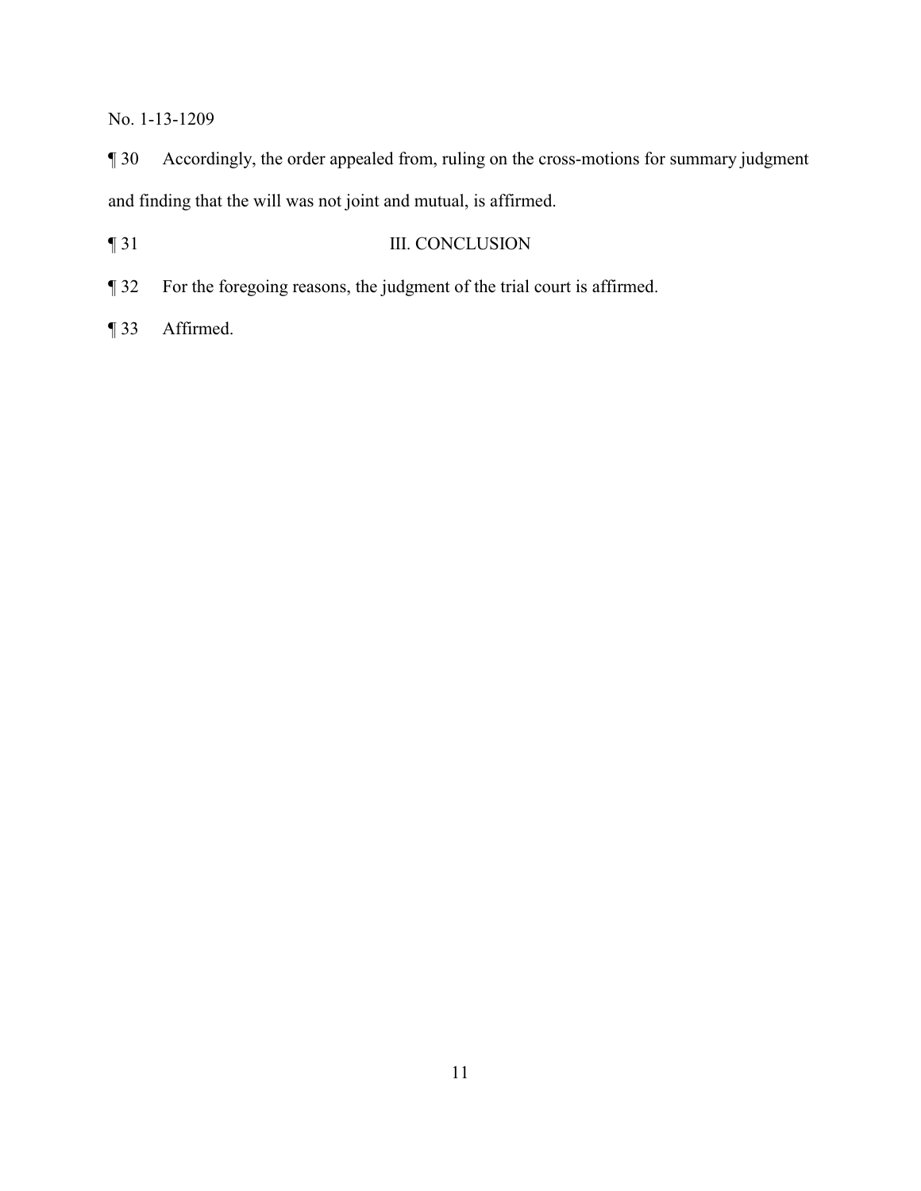¶ 30 Accordingly, the order appealed from, ruling on the cross-motions for summary judgment and finding that the will was not joint and mutual, is affirmed.

## ¶ 31 III. CONCLUSION

¶ 32 For the foregoing reasons, the judgment of the trial court is affirmed.

¶ 33 Affirmed.